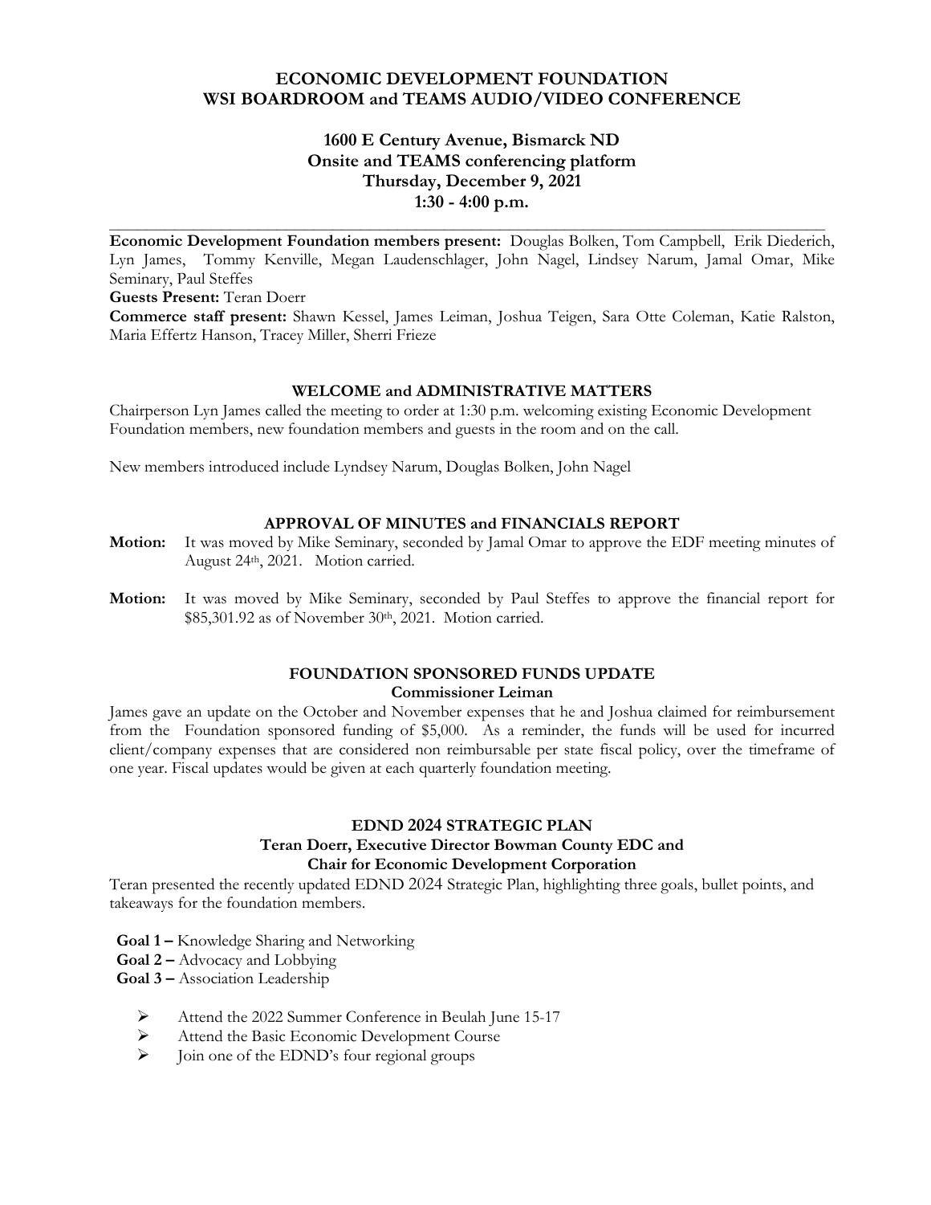# ECONOMIC DEVELOPMENT FOUNDATION
# WSI BOARDROOM and TEAMS AUDIO/VIDEO CONFERENCE

## 1600 E Century Avenue, Bismarck ND
## Onsite and TEAMS conferencing platform
## Thursday, December 9, 2021
## 1:30 - 4:00 p.m.

---

**Economic Development Foundation members present:** Douglas Bolken, Tom Campbell, Erik Diederich, Lyn James, Tommy Kenville, Megan Laudenschlager, John Nagel, Lindsey Narum, Jamal Omar, Mike Seminary, Paul Steffes

**Guests Present:** Teran Doerr

**Commerce staff present:** Shawn Kessel, James Leiman, Joshua Teigen, Sara Otte Coleman, Katie Ralston, Maria Effertz Hanson, Tracey Miller, Sherri Frieze

### WELCOME and ADMINISTRATIVE MATTERS

Chairperson Lyn James called the meeting to order at 1:30 p.m. welcoming existing Economic Development Foundation members, new foundation members and guests in the room and on the call.

New members introduced include Lyndsey Narum, Douglas Bolken, John Nagel

### APPROVAL OF MINUTES and FINANCIALS REPORT

**Motion:** It was moved by Mike Seminary, seconded by Jamal Omar to approve the EDF meeting minutes of August 24th, 2021. Motion carried.

**Motion:** It was moved by Mike Seminary, seconded by Paul Steffes to approve the financial report for $85,301.92 as of November 30th, 2021. Motion carried.

### FOUNDATION SPONSORED FUNDS UPDATE
**Commissioner Leiman**

James gave an update on the October and November expenses that he and Joshua claimed for reimbursement from the Foundation sponsored funding of $5,000. As a reminder, the funds will be used for incurred client/company expenses that are considered non reimbursable per state fiscal policy, over the timeframe of one year. Fiscal updates would be given at each quarterly foundation meeting.

### EDND 2024 STRATEGIC PLAN
**Teran Doerr, Executive Director Bowman County EDC and Chair for Economic Development Corporation**

Teran presented the recently updated EDND 2024 Strategic Plan, highlighting three goals, bullet points, and takeaways for the foundation members.

**Goal 1 –** Knowledge Sharing and Networking
**Goal 2 –** Advocacy and Lobbying
**Goal 3 –** Association Leadership

- Attend the 2022 Summer Conference in Beulah June 15-17
- Attend the Basic Economic Development Course
- Join one of the EDND's four regional groups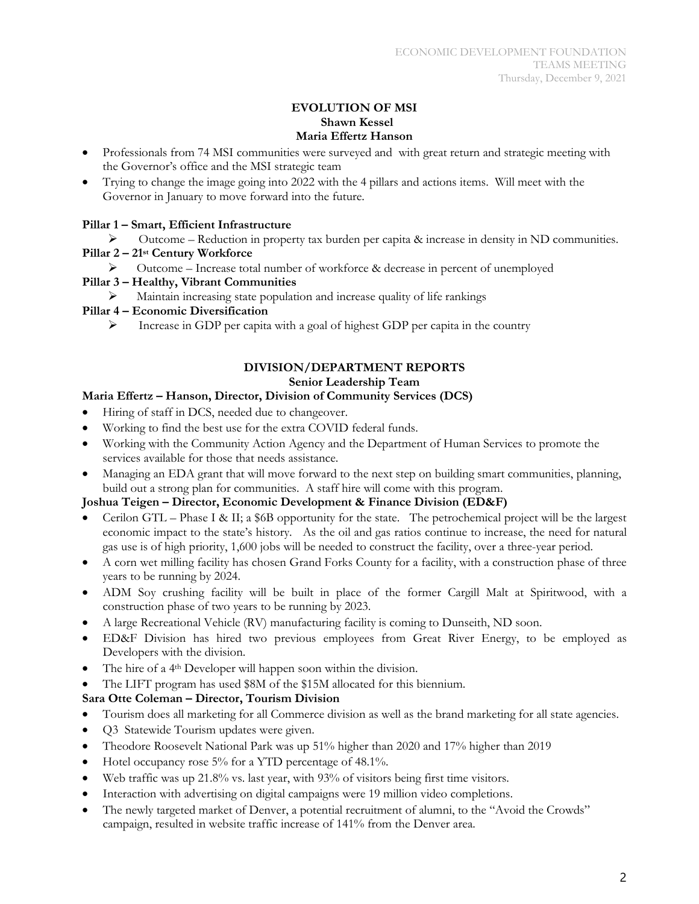## EVOLUTION OF MSI

**Shawn Kessel**
**Maria Effertz Hanson**

- Professionals from 74 MSI communities were surveyed and with great return and strategic meeting with the Governor's office and the MSI strategic team
- Trying to change the image going into 2022 with the 4 pillars and actions items. Will meet with the Governor in January to move forward into the future.

**Pillar 1 – Smart, Efficient Infrastructure**

- Outcome – Reduction in property tax burden per capita & increase in density in ND communities.

**Pillar 2 – 21st Century Workforce**

- Outcome – Increase total number of workforce & decrease in percent of unemployed

**Pillar 3 – Healthy, Vibrant Communities**

- Maintain increasing state population and increase quality of life rankings

**Pillar 4 – Economic Diversification**

- Increase in GDP per capita with a goal of highest GDP per capita in the country

## DIVISION/DEPARTMENT REPORTS

**Senior Leadership Team**

**Maria Effertz – Hanson, Director, Division of Community Services (DCS)**

- Hiring of staff in DCS, needed due to changeover.
- Working to find the best use for the extra COVID federal funds.
- Working with the Community Action Agency and the Department of Human Services to promote the services available for those that needs assistance.
- Managing an EDA grant that will move forward to the next step on building smart communities, planning, build out a strong plan for communities. A staff hire will come with this program.

**Joshua Teigen – Director, Economic Development & Finance Division (ED&F)**

- Cerilon GTL – Phase I & II; a $6B opportunity for the state. The petrochemical project will be the largest economic impact to the state's history. As the oil and gas ratios continue to increase, the need for natural gas use is of high priority, 1,600 jobs will be needed to construct the facility, over a three-year period.
- A corn wet milling facility has chosen Grand Forks County for a facility, with a construction phase of three years to be running by 2024.
- ADM Soy crushing facility will be built in place of the former Cargill Malt at Spiritwood, with a construction phase of two years to be running by 2023.
- A large Recreational Vehicle (RV) manufacturing facility is coming to Dunseith, ND soon.
- ED&F Division has hired two previous employees from Great River Energy, to be employed as Developers with the division.
- The hire of a 4th Developer will happen soon within the division.
- The LIFT program has used $8M of the $15M allocated for this biennium.

**Sara Otte Coleman – Director, Tourism Division**

- Tourism does all marketing for all Commerce division as well as the brand marketing for all state agencies.
- Q3 Statewide Tourism updates were given.
- Theodore Roosevelt National Park was up 51% higher than 2020 and 17% higher than 2019
- Hotel occupancy rose 5% for a YTD percentage of 48.1%.
- Web traffic was up 21.8% vs. last year, with 93% of visitors being first time visitors.
- Interaction with advertising on digital campaigns were 19 million video completions.
- The newly targeted market of Denver, a potential recruitment of alumni, to the "Avoid the Crowds" campaign, resulted in website traffic increase of 141% from the Denver area.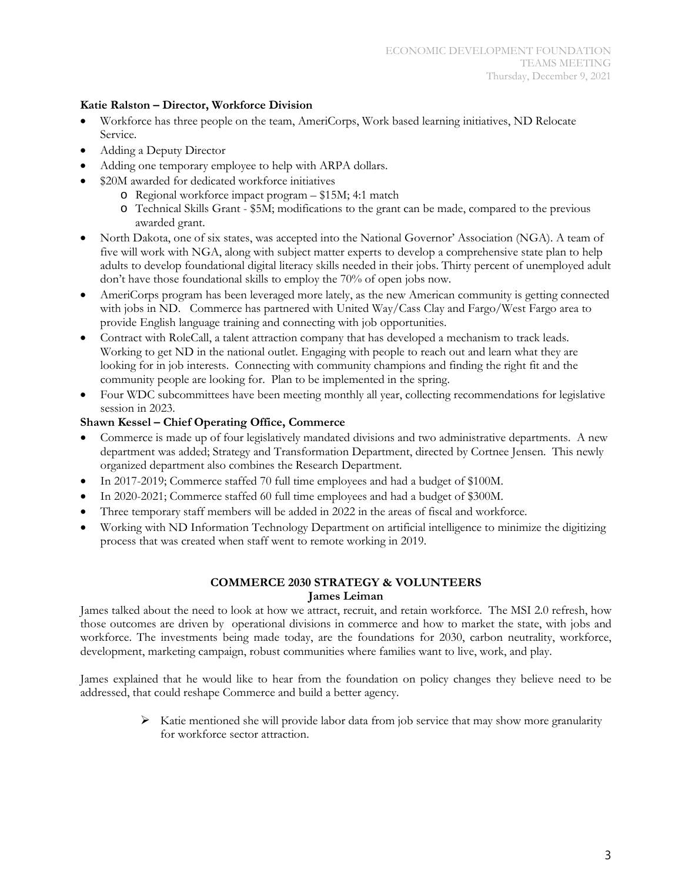**Katie Ralston – Director, Workforce Division**

- Workforce has three people on the team, AmeriCorps, Work based learning initiatives, ND Relocate Service.
- Adding a Deputy Director
- Adding one temporary employee to help with ARPA dollars.
- $20M awarded for dedicated workforce initiatives
  - Regional workforce impact program – $15M; 4:1 match
  - Technical Skills Grant - $5M; modifications to the grant can be made, compared to the previous awarded grant.
- North Dakota, one of six states, was accepted into the National Governor' Association (NGA). A team of five will work with NGA, along with subject matter experts to develop a comprehensive state plan to help adults to develop foundational digital literacy skills needed in their jobs. Thirty percent of unemployed adult don't have those foundational skills to employ the 70% of open jobs now.
- AmeriCorps program has been leveraged more lately, as the new American community is getting connected with jobs in ND. Commerce has partnered with United Way/Cass Clay and Fargo/West Fargo area to provide English language training and connecting with job opportunities.
- Contract with RoleCall, a talent attraction company that has developed a mechanism to track leads. Working to get ND in the national outlet. Engaging with people to reach out and learn what they are looking for in job interests. Connecting with community champions and finding the right fit and the community people are looking for. Plan to be implemented in the spring.
- Four WDC subcommittees have been meeting monthly all year, collecting recommendations for legislative session in 2023.

**Shawn Kessel – Chief Operating Office, Commerce**

- Commerce is made up of four legislatively mandated divisions and two administrative departments. A new department was added; Strategy and Transformation Department, directed by Cortnee Jensen. This newly organized department also combines the Research Department.
- In 2017-2019; Commerce staffed 70 full time employees and had a budget of $100M.
- In 2020-2021; Commerce staffed 60 full time employees and had a budget of $300M.
- Three temporary staff members will be added in 2022 in the areas of fiscal and workforce.
- Working with ND Information Technology Department on artificial intelligence to minimize the digitizing process that was created when staff went to remote working in 2019.

**COMMERCE 2030 STRATEGY & VOLUNTEERS**
**James Leiman**

James talked about the need to look at how we attract, recruit, and retain workforce. The MSI 2.0 refresh, how those outcomes are driven by operational divisions in commerce and how to market the state, with jobs and workforce. The investments being made today, are the foundations for 2030, carbon neutrality, workforce, development, marketing campaign, robust communities where families want to live, work, and play.

James explained that he would like to hear from the foundation on policy changes they believe need to be addressed, that could reshape Commerce and build a better agency.

- Katie mentioned she will provide labor data from job service that may show more granularity for workforce sector attraction.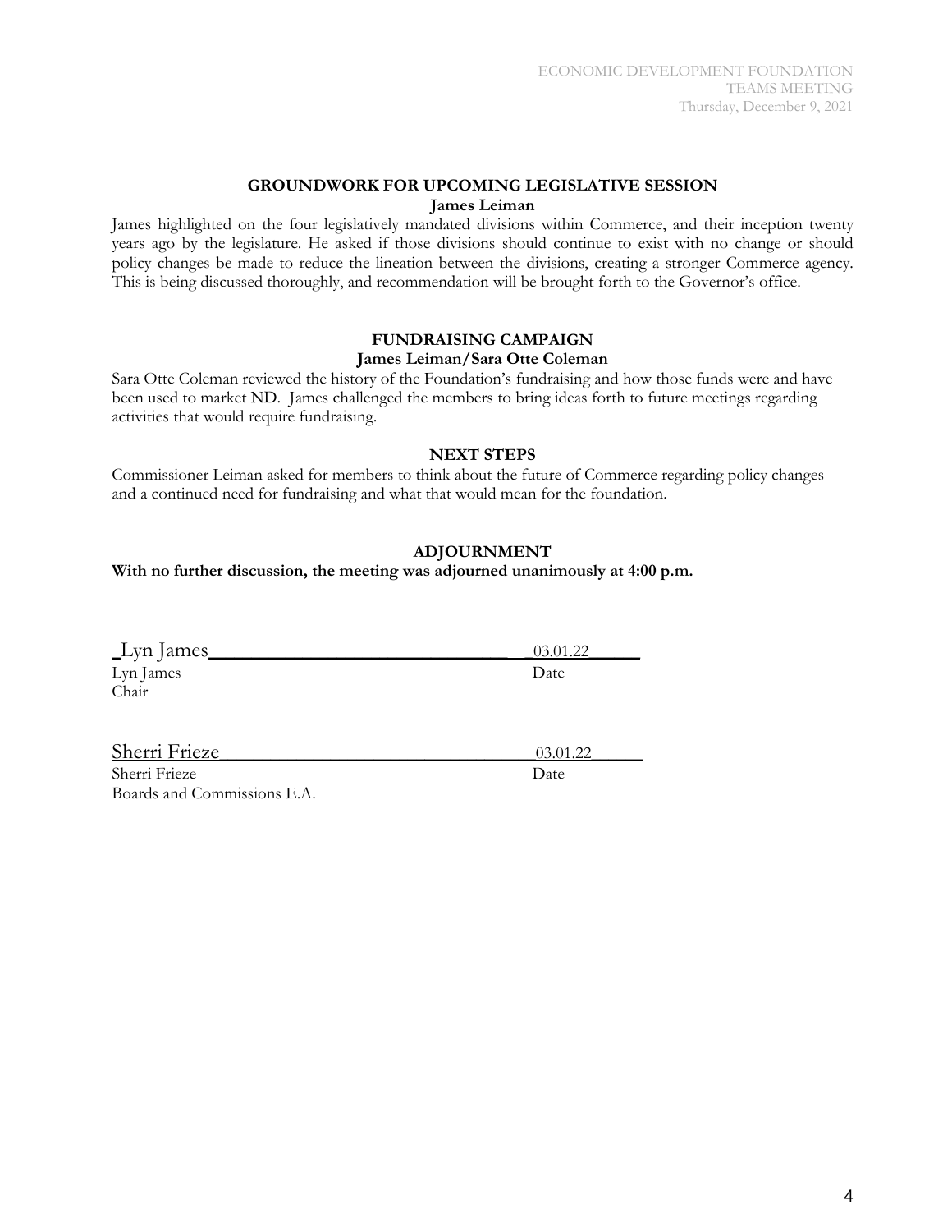## GROUNDWORK FOR UPCOMING LEGISLATIVE SESSION

**James Leiman**

James highlighted on the four legislatively mandated divisions within Commerce, and their inception twenty years ago by the legislature. He asked if those divisions should continue to exist with no change or should policy changes be made to reduce the lineation between the divisions, creating a stronger Commerce agency. This is being discussed thoroughly, and recommendation will be brought forth to the Governor's office.

## FUNDRAISING CAMPAIGN

**James Leiman/Sara Otte Coleman**

Sara Otte Coleman reviewed the history of the Foundation's fundraising and how those funds were and have been used to market ND. James challenged the members to bring ideas forth to future meetings regarding activities that would require fundraising.

## NEXT STEPS

Commissioner Leiman asked for members to think about the future of Commerce regarding policy changes and a continued need for fundraising and what that would mean for the foundation.

## ADJOURNMENT

**With no further discussion, the meeting was adjourned unanimously at 4:00 p.m.**

_Lyn James_______________________________ _03.01.22______

Lyn James
Chair

Date

Sherri Frieze_________________________________ 03.01.22______

Sherri Frieze
Boards and Commissions E.A.

Date